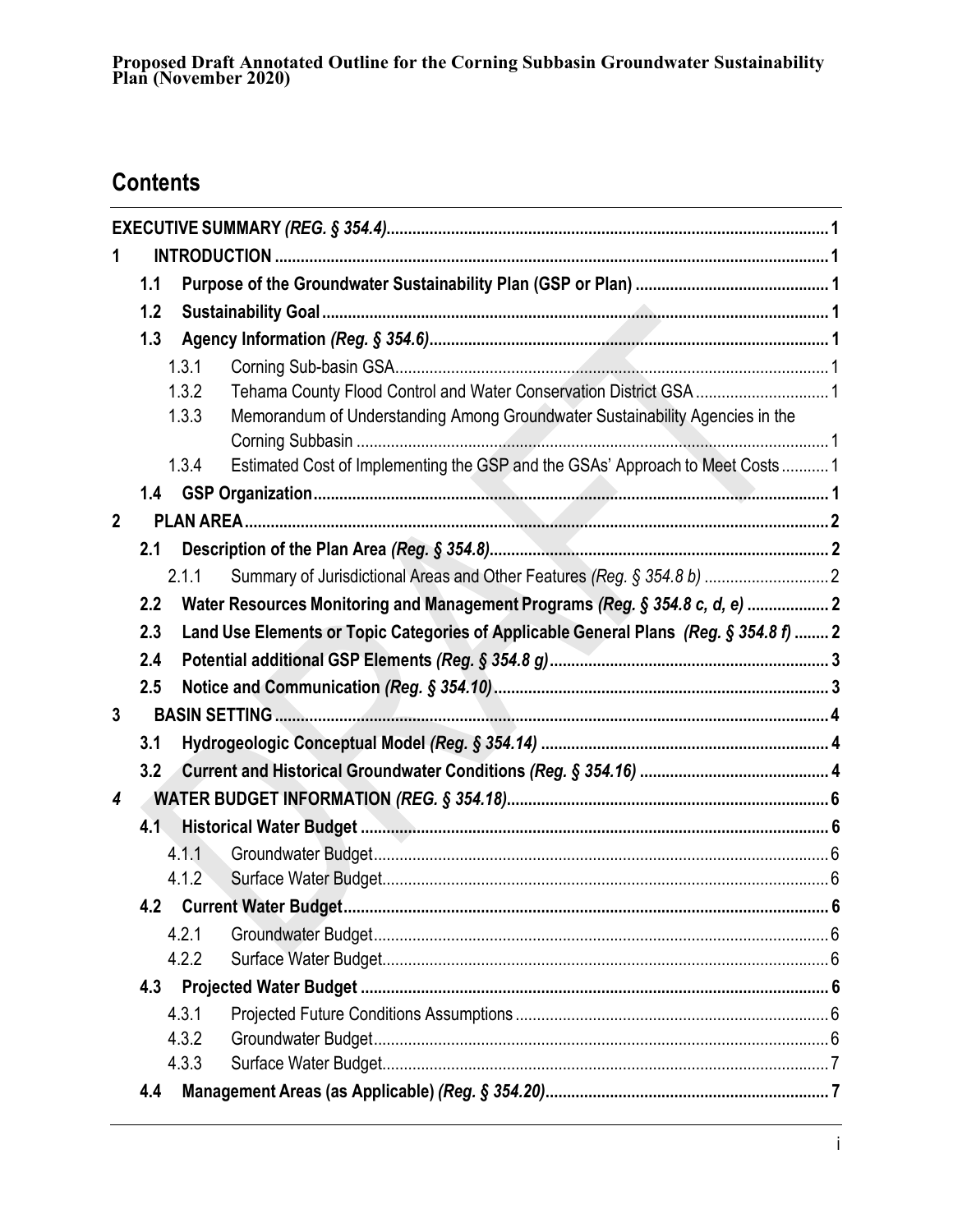## Contents

EXECUTIVE SUMMARY *(REG. § 354.4)* ..... 1

1 INTRODUCTION ..... 1

- 1.1 Purpose of the Groundwater Sustainability Plan (GSP or Plan) ..... 1
- 1.2 Sustainability Goal ..... 1
- 1.3 Agency Information *(Reg. § 354.6)* ..... 1
  - 1.3.1 Corning Sub-basin GSA ..... 1
  - 1.3.2 Tehama County Flood Control and Water Conservation District GSA ..... 1
  - 1.3.3 Memorandum of Understanding Among Groundwater Sustainability Agencies in the Corning Subbasin ..... 1
  - 1.3.4 Estimated Cost of Implementing the GSP and the GSAs' Approach to Meet Costs ..... 1
- 1.4 GSP Organization ..... 1

2 PLAN AREA ..... 2

- 2.1 Description of the Plan Area *(Reg. § 354.8)* ..... 2
  - 2.1.1 Summary of Jurisdictional Areas and Other Features *(Reg. § 354.8 b)* ..... 2
- 2.2 Water Resources Monitoring and Management Programs *(Reg. § 354.8 c, d, e)* ..... 2
- 2.3 Land Use Elements or Topic Categories of Applicable General Plans *(Reg. § 354.8 f)* ..... 2
- 2.4 Potential additional GSP Elements *(Reg. § 354.8 g)* ..... 3
- 2.5 Notice and Communication *(Reg. § 354.10)* ..... 3

3 BASIN SETTING ..... 4

- 3.1 Hydrogeologic Conceptual Model *(Reg. § 354.14)* ..... 4
- 3.2 Current and Historical Groundwater Conditions *(Reg. § 354.16)* ..... 4

*4* WATER BUDGET INFORMATION *(REG. § 354.18)* ..... 6

- 4.1 Historical Water Budget ..... 6
  - 4.1.1 Groundwater Budget ..... 6
  - 4.1.2 Surface Water Budget ..... 6
- 4.2 Current Water Budget ..... 6
  - 4.2.1 Groundwater Budget ..... 6
  - 4.2.2 Surface Water Budget ..... 6
- 4.3 Projected Water Budget ..... 6
  - 4.3.1 Projected Future Conditions Assumptions ..... 6
  - 4.3.2 Groundwater Budget ..... 6
  - 4.3.3 Surface Water Budget ..... 7
- 4.4 Management Areas (as Applicable) *(Reg. § 354.20)* ..... 7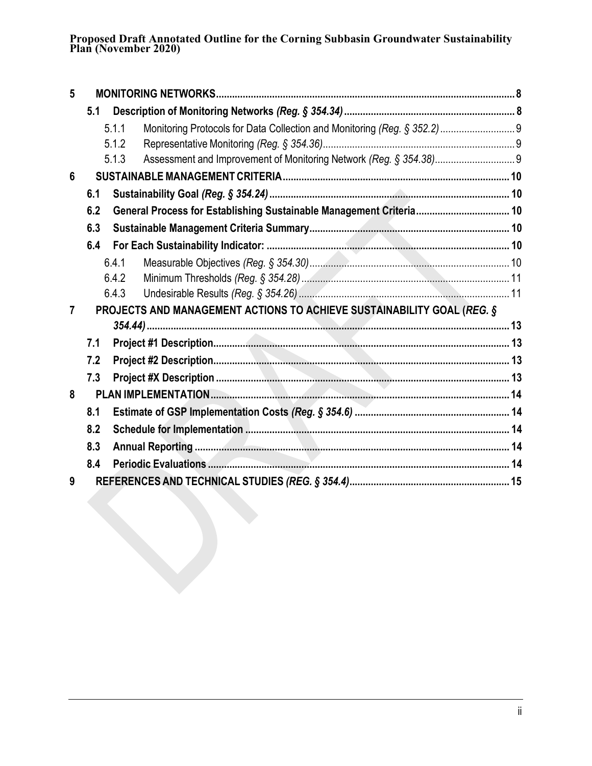| | | | |
|---|---|---|---|
| **5** | **MONITORING NETWORKS** | | **8** |
| | **5.1** | **Description of Monitoring Networks *(Reg. § 354.34)*** | **8** |
| | 5.1.1 | Monitoring Protocols for Data Collection and Monitoring *(Reg. § 352.2)* | 9 |
| | 5.1.2 | Representative Monitoring *(Reg. § 354.36)* | 9 |
| | 5.1.3 | Assessment and Improvement of Monitoring Network *(Reg. § 354.38)* | 9 |
| **6** | **SUSTAINABLE MANAGEMENT CRITERIA** | | **10** |
| | **6.1** | **Sustainability Goal *(Reg. § 354.24)*** | **10** |
| | **6.2** | **General Process for Establishing Sustainable Management Criteria** | **10** |
| | **6.3** | **Sustainable Management Criteria Summary** | **10** |
| | **6.4** | **For Each Sustainability Indicator:** | **10** |
| | 6.4.1 | Measurable Objectives *(Reg. § 354.30)* | 10 |
| | 6.4.2 | Minimum Thresholds *(Reg. § 354.28)* | 11 |
| | 6.4.3 | Undesirable Results *(Reg. § 354.26)* | 11 |
| **7** | **PROJECTS AND MANAGEMENT ACTIONS TO ACHIEVE SUSTAINABILITY GOAL (*REG. § 354.44)*** | | **13** |
| | **7.1** | **Project #1 Description** | **13** |
| | **7.2** | **Project #2 Description** | **13** |
| | **7.3** | **Project #X Description** | **13** |
| **8** | **PLAN IMPLEMENTATION** | | **14** |
| | **8.1** | **Estimate of GSP Implementation Costs *(Reg. § 354.6)*** | **14** |
| | **8.2** | **Schedule for Implementation** | **14** |
| | **8.3** | **Annual Reporting** | **14** |
| | **8.4** | **Periodic Evaluations** | **14** |
| **9** | **REFERENCES AND TECHNICAL STUDIES *(REG. § 354.4)*** | | **15** |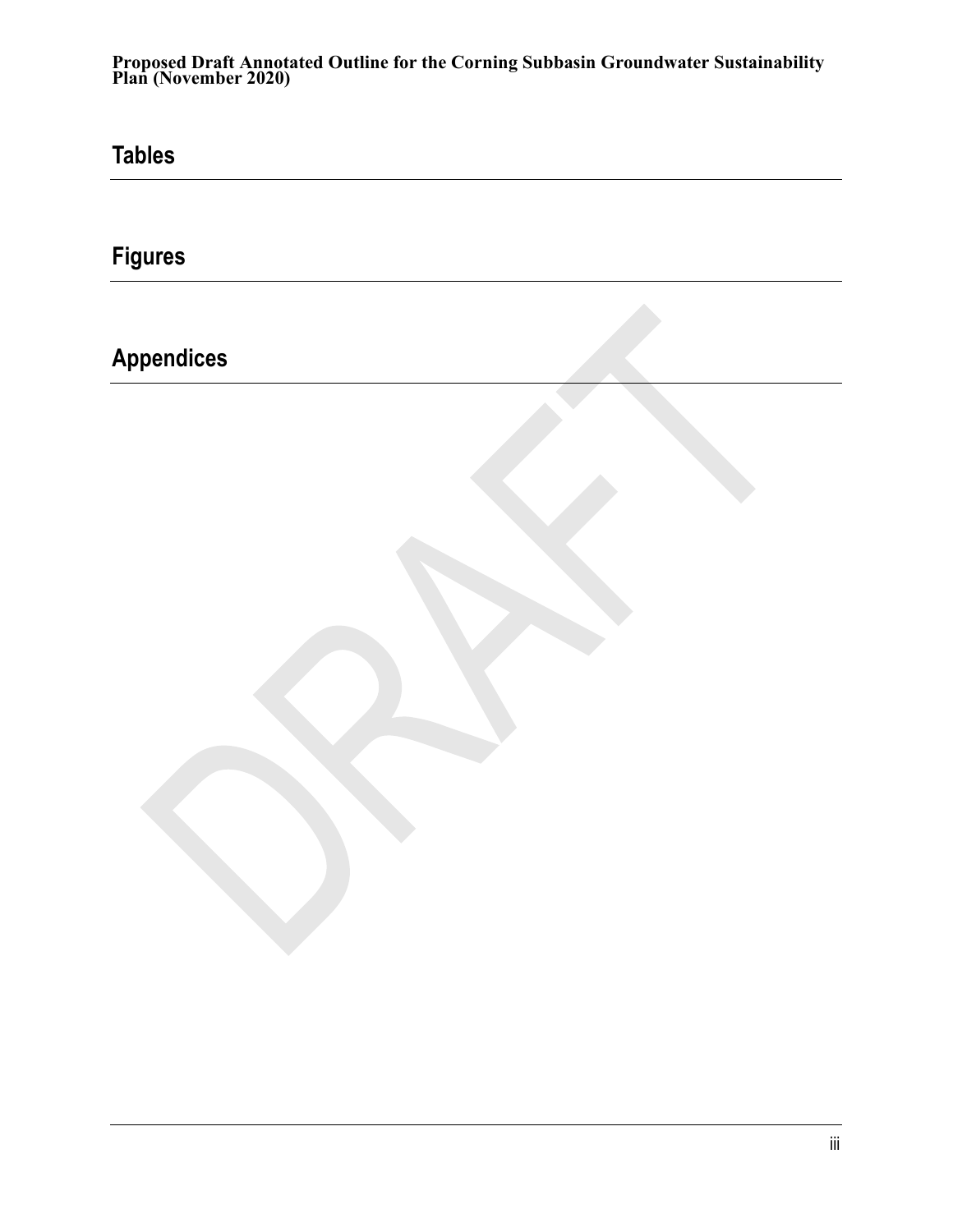## Tables

## Figures

## Appendices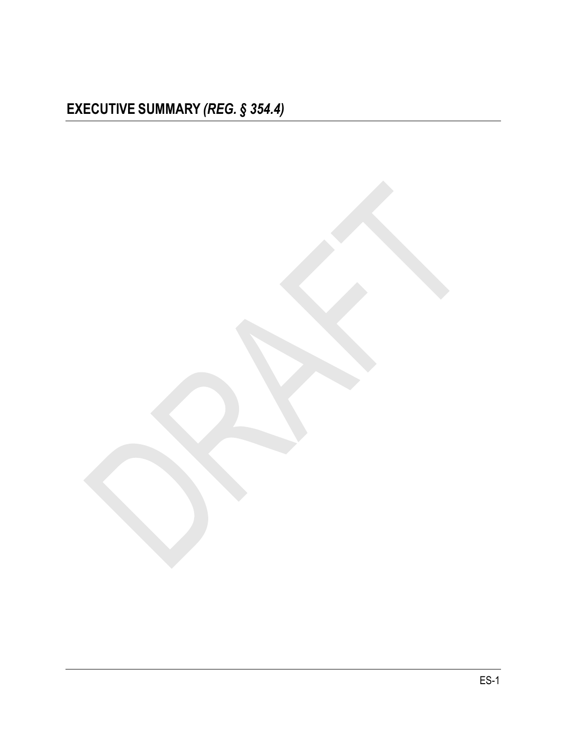# EXECUTIVE SUMMARY *(REG. § 354.4)*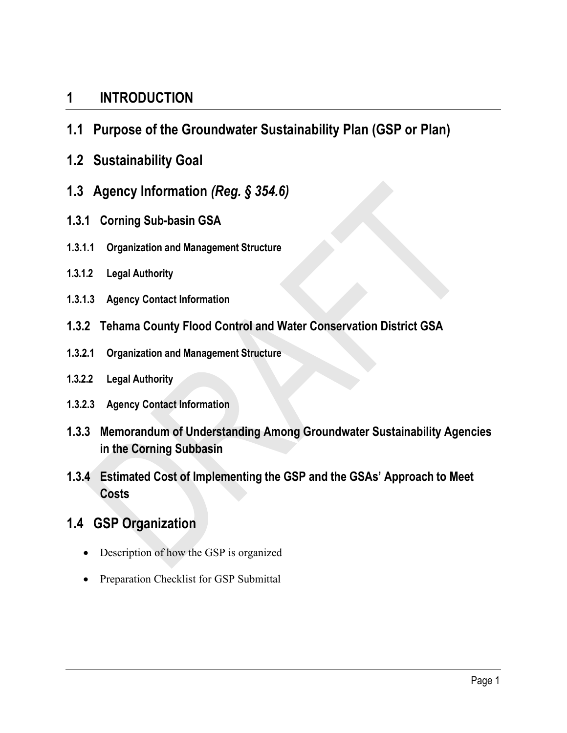# 1 INTRODUCTION

## 1.1 Purpose of the Groundwater Sustainability Plan (GSP or Plan)

## 1.2 Sustainability Goal

## 1.3 Agency Information *(Reg. § 354.6)*

### 1.3.1 Corning Sub-basin GSA

#### 1.3.1.1 Organization and Management Structure

#### 1.3.1.2 Legal Authority

#### 1.3.1.3 Agency Contact Information

### 1.3.2 Tehama County Flood Control and Water Conservation District GSA

#### 1.3.2.1 Organization and Management Structure

#### 1.3.2.2 Legal Authority

#### 1.3.2.3 Agency Contact Information

### 1.3.3 Memorandum of Understanding Among Groundwater Sustainability Agencies in the Corning Subbasin

### 1.3.4 Estimated Cost of Implementing the GSP and the GSAs' Approach to Meet Costs

## 1.4 GSP Organization

- Description of how the GSP is organized
- Preparation Checklist for GSP Submittal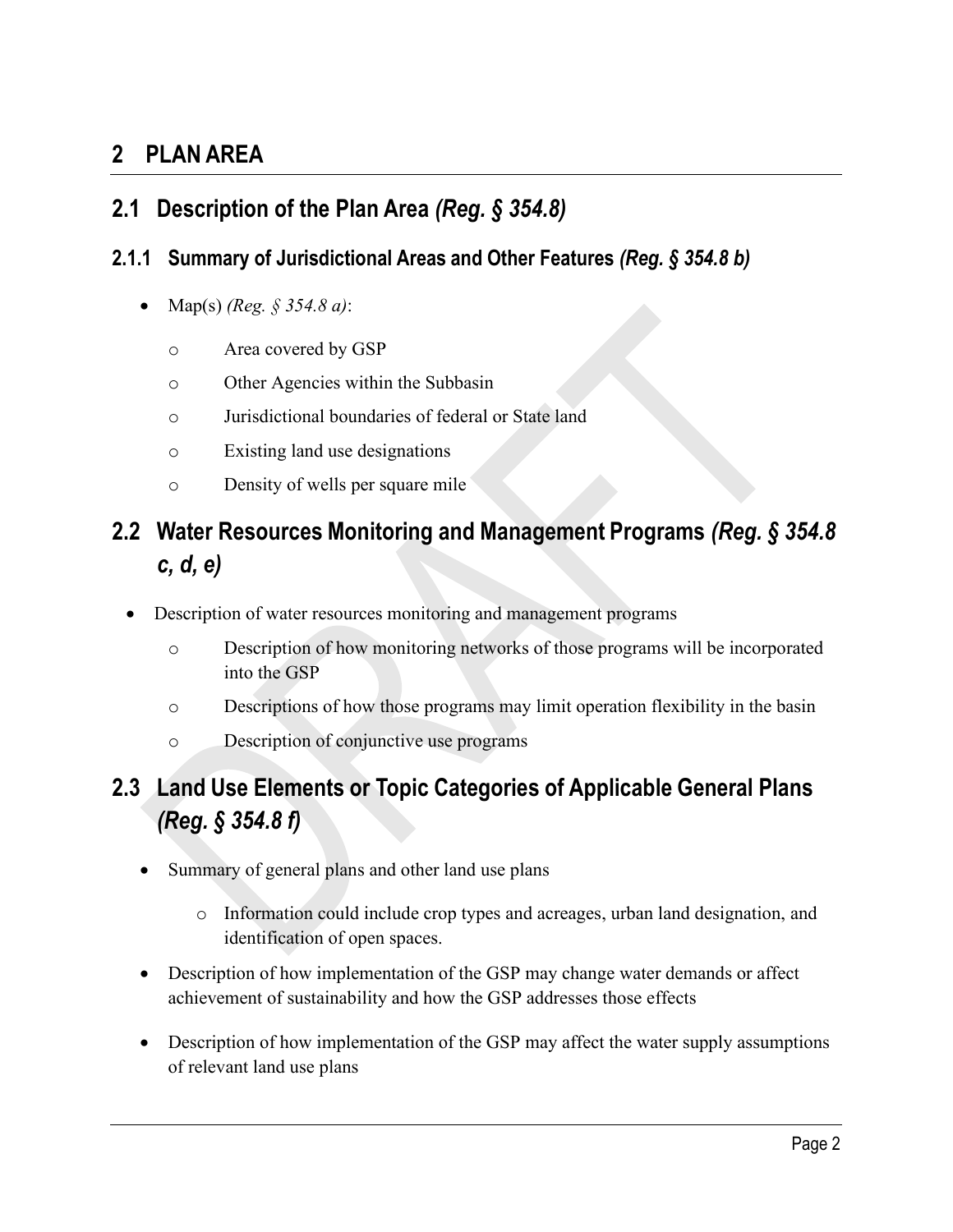# 2 PLAN AREA

## 2.1 Description of the Plan Area *(Reg. § 354.8)*

### 2.1.1 Summary of Jurisdictional Areas and Other Features *(Reg. § 354.8 b)*

- Map(s) *(Reg. § 354.8 a)*:
  - Area covered by GSP
  - Other Agencies within the Subbasin
  - Jurisdictional boundaries of federal or State land
  - Existing land use designations
  - Density of wells per square mile

## 2.2 Water Resources Monitoring and Management Programs *(Reg. § 354.8 c, d, e)*

- Description of water resources monitoring and management programs
  - Description of how monitoring networks of those programs will be incorporated into the GSP
  - Descriptions of how those programs may limit operation flexibility in the basin
  - Description of conjunctive use programs

## 2.3 Land Use Elements or Topic Categories of Applicable General Plans *(Reg. § 354.8 f)*

- Summary of general plans and other land use plans
  - Information could include crop types and acreages, urban land designation, and identification of open spaces.
- Description of how implementation of the GSP may change water demands or affect achievement of sustainability and how the GSP addresses those effects
- Description of how implementation of the GSP may affect the water supply assumptions of relevant land use plans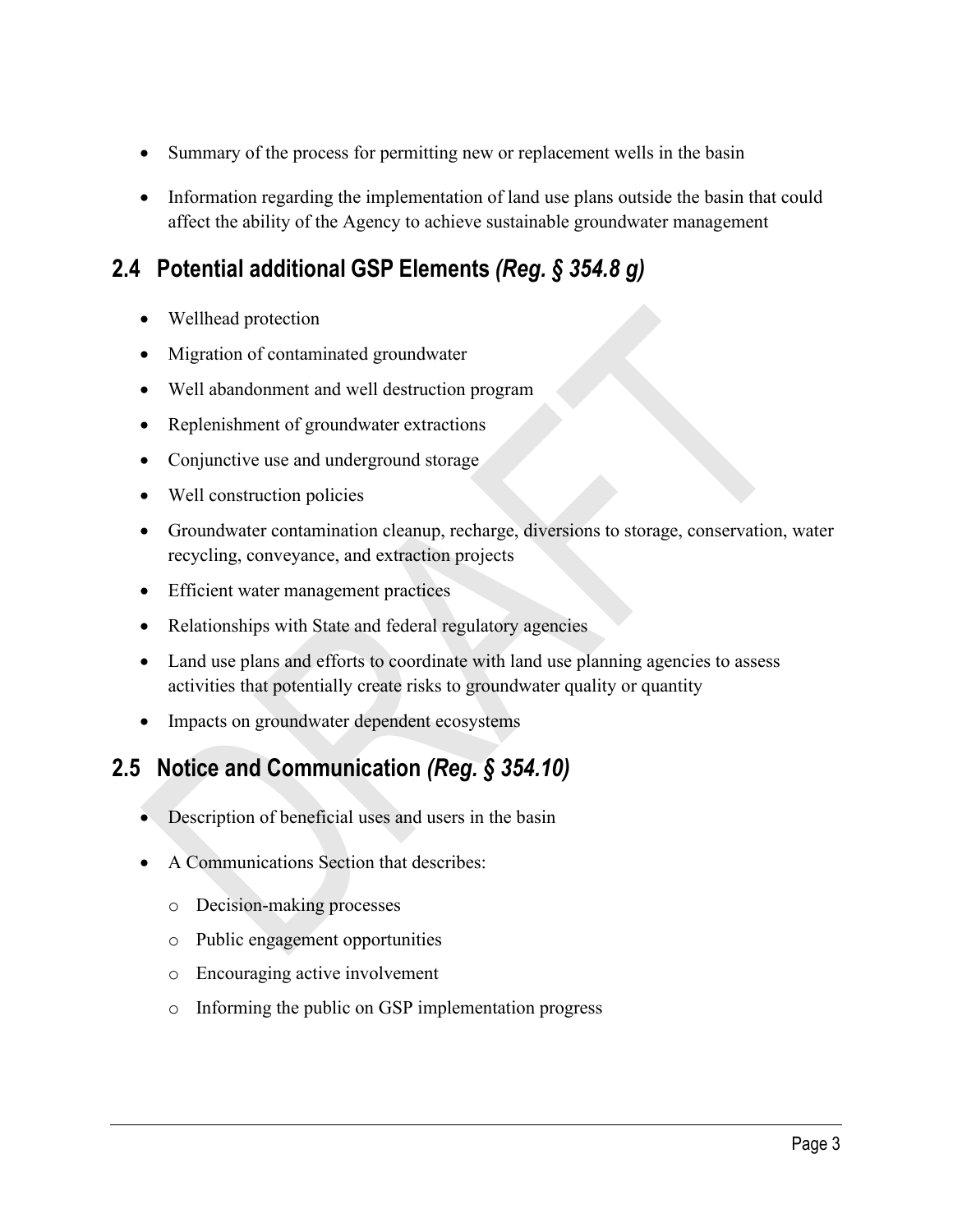- Summary of the process for permitting new or replacement wells in the basin
- Information regarding the implementation of land use plans outside the basin that could affect the ability of the Agency to achieve sustainable groundwater management

## 2.4 Potential additional GSP Elements *(Reg. § 354.8 g)*

- Wellhead protection
- Migration of contaminated groundwater
- Well abandonment and well destruction program
- Replenishment of groundwater extractions
- Conjunctive use and underground storage
- Well construction policies
- Groundwater contamination cleanup, recharge, diversions to storage, conservation, water recycling, conveyance, and extraction projects
- Efficient water management practices
- Relationships with State and federal regulatory agencies
- Land use plans and efforts to coordinate with land use planning agencies to assess activities that potentially create risks to groundwater quality or quantity
- Impacts on groundwater dependent ecosystems

## 2.5 Notice and Communication *(Reg. § 354.10)*

- Description of beneficial uses and users in the basin
- A Communications Section that describes:
  - Decision-making processes
  - Public engagement opportunities
  - Encouraging active involvement
  - Informing the public on GSP implementation progress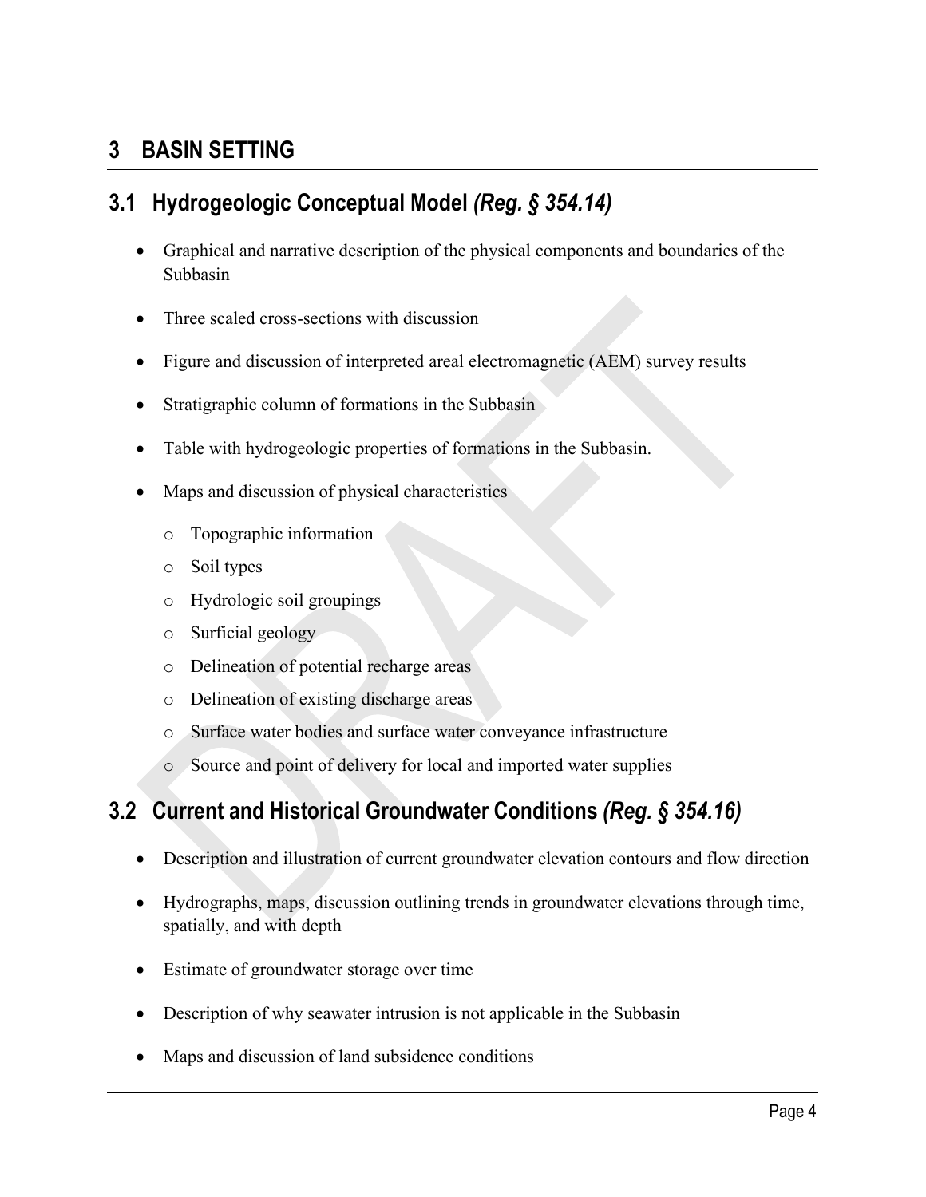# 3 BASIN SETTING

## 3.1 Hydrogeologic Conceptual Model *(Reg. § 354.14)*

- Graphical and narrative description of the physical components and boundaries of the Subbasin
- Three scaled cross-sections with discussion
- Figure and discussion of interpreted areal electromagnetic (AEM) survey results
- Stratigraphic column of formations in the Subbasin
- Table with hydrogeologic properties of formations in the Subbasin.
- Maps and discussion of physical characteristics
  - Topographic information
  - Soil types
  - Hydrologic soil groupings
  - Surficial geology
  - Delineation of potential recharge areas
  - Delineation of existing discharge areas
  - Surface water bodies and surface water conveyance infrastructure
  - Source and point of delivery for local and imported water supplies

## 3.2 Current and Historical Groundwater Conditions *(Reg. § 354.16)*

- Description and illustration of current groundwater elevation contours and flow direction
- Hydrographs, maps, discussion outlining trends in groundwater elevations through time, spatially, and with depth
- Estimate of groundwater storage over time
- Description of why seawater intrusion is not applicable in the Subbasin
- Maps and discussion of land subsidence conditions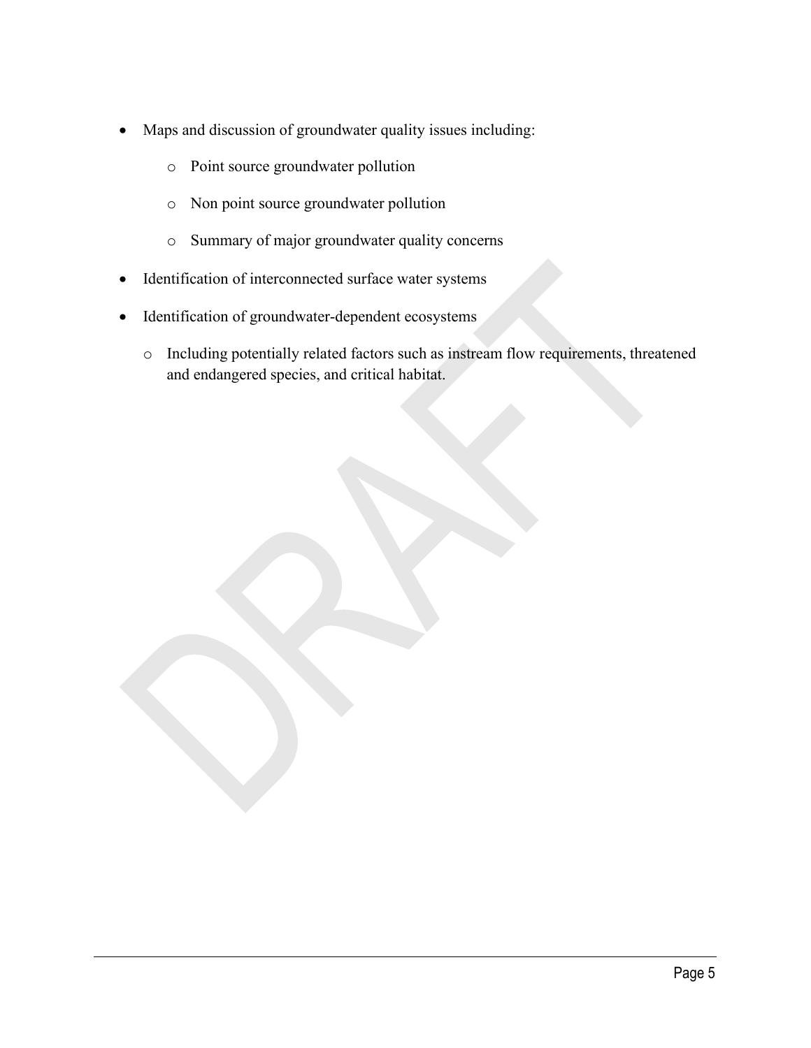- Maps and discussion of groundwater quality issues including:
  - Point source groundwater pollution
  - Non point source groundwater pollution
  - Summary of major groundwater quality concerns
- Identification of interconnected surface water systems
- Identification of groundwater-dependent ecosystems
  - Including potentially related factors such as instream flow requirements, threatened and endangered species, and critical habitat.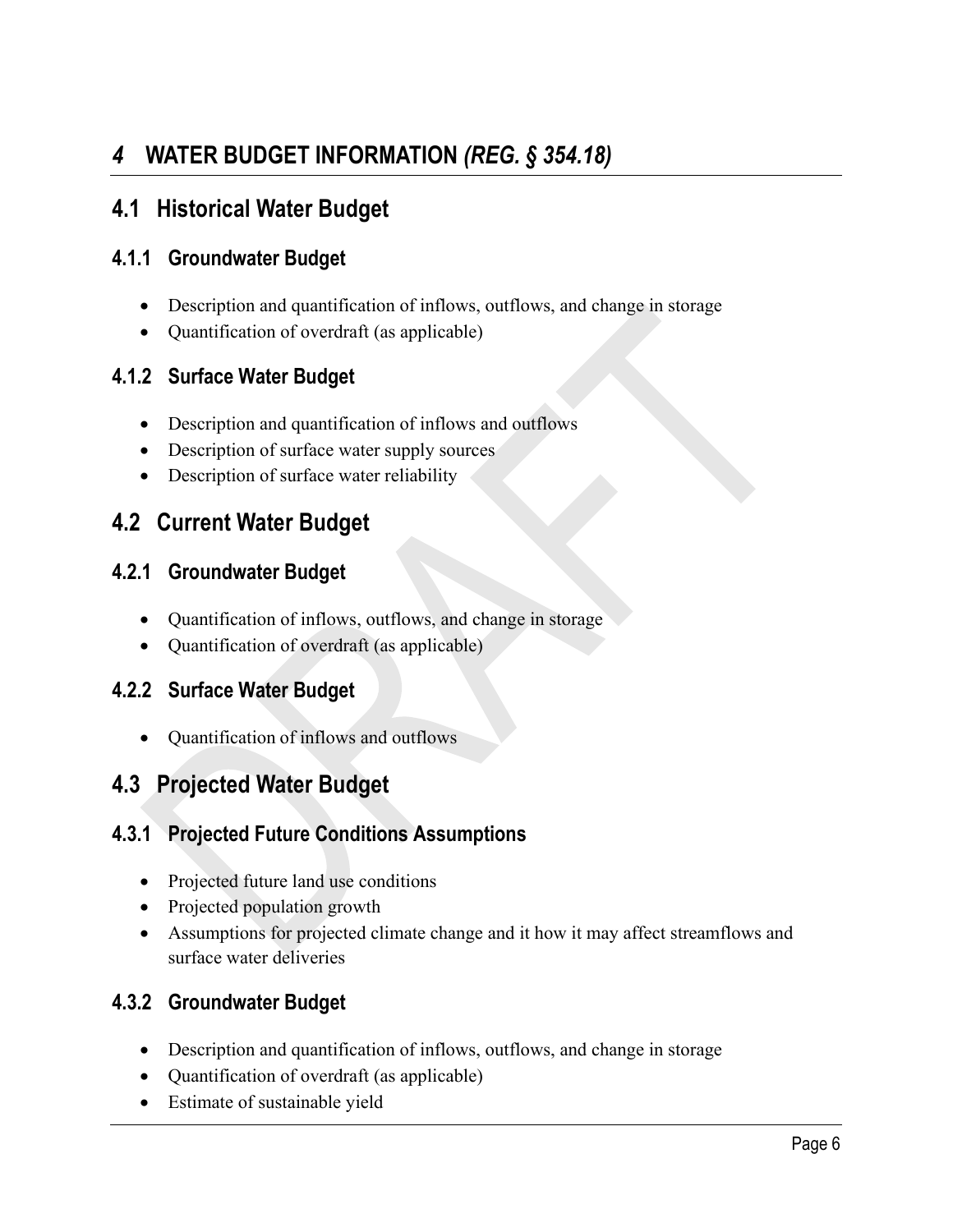# *4* WATER BUDGET INFORMATION *(REG. § 354.18)*

## 4.1 Historical Water Budget

### 4.1.1 Groundwater Budget

- Description and quantification of inflows, outflows, and change in storage
- Quantification of overdraft (as applicable)

### 4.1.2 Surface Water Budget

- Description and quantification of inflows and outflows
- Description of surface water supply sources
- Description of surface water reliability

## 4.2 Current Water Budget

### 4.2.1 Groundwater Budget

- Quantification of inflows, outflows, and change in storage
- Quantification of overdraft (as applicable)

### 4.2.2 Surface Water Budget

- Quantification of inflows and outflows

## 4.3 Projected Water Budget

### 4.3.1 Projected Future Conditions Assumptions

- Projected future land use conditions
- Projected population growth
- Assumptions for projected climate change and it how it may affect streamflows and surface water deliveries

### 4.3.2 Groundwater Budget

- Description and quantification of inflows, outflows, and change in storage
- Quantification of overdraft (as applicable)
- Estimate of sustainable yield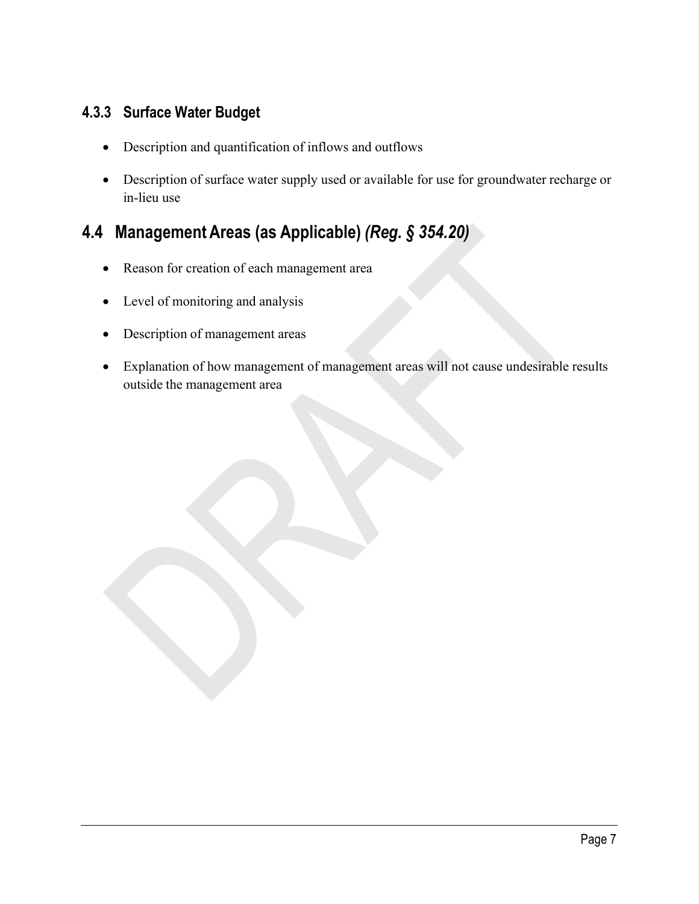### 4.3.3 Surface Water Budget

- Description and quantification of inflows and outflows
- Description of surface water supply used or available for use for groundwater recharge or in-lieu use

## 4.4 Management Areas (as Applicable) *(Reg. § 354.20)*

- Reason for creation of each management area
- Level of monitoring and analysis
- Description of management areas
- Explanation of how management of management areas will not cause undesirable results outside the management area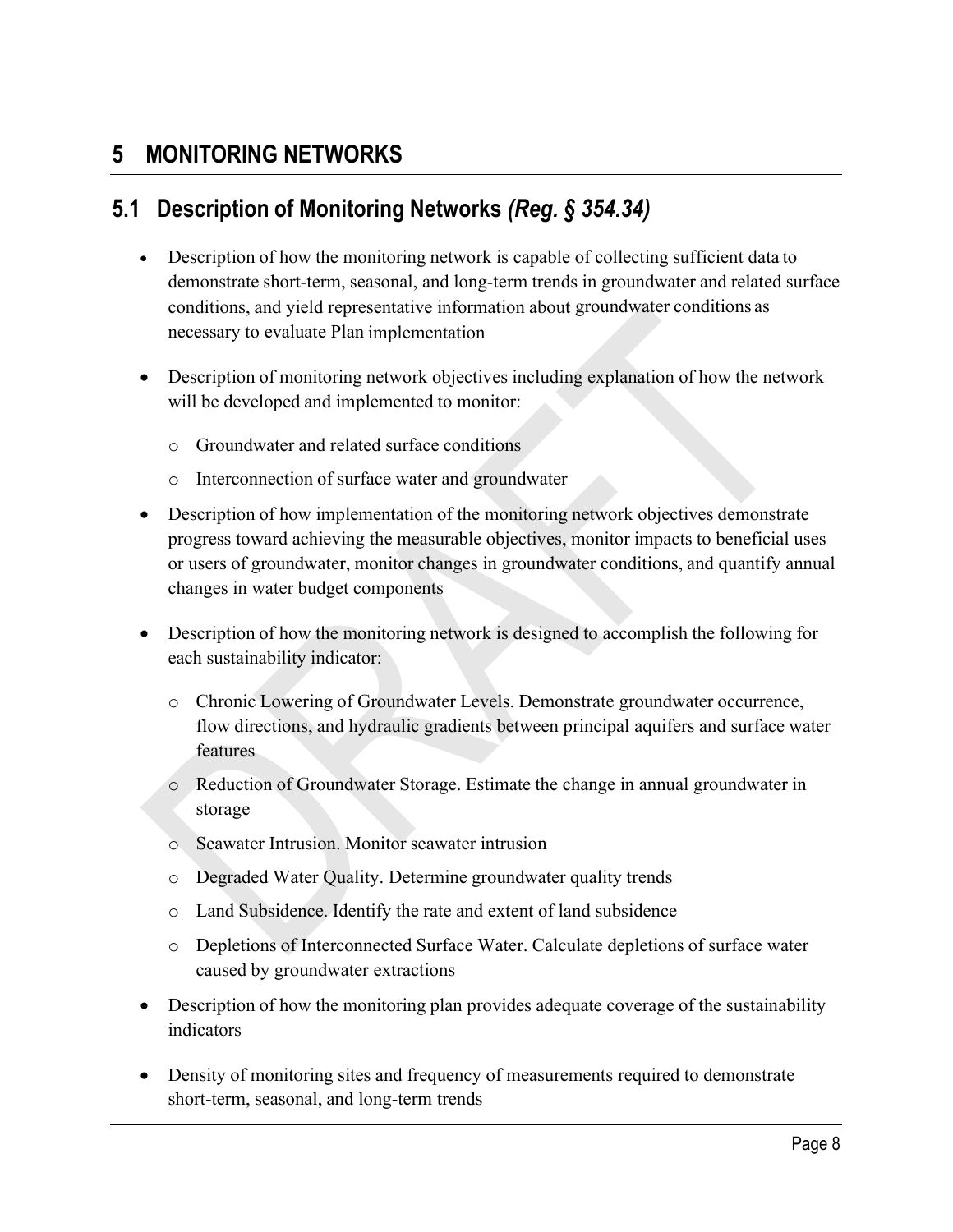# 5 MONITORING NETWORKS

## 5.1 Description of Monitoring Networks *(Reg. § 354.34)*

- Description of how the monitoring network is capable of collecting sufficient data to demonstrate short-term, seasonal, and long-term trends in groundwater and related surface conditions, and yield representative information about groundwater conditions as necessary to evaluate Plan implementation

- Description of monitoring network objectives including explanation of how the network will be developed and implemented to monitor:
  - Groundwater and related surface conditions
  - Interconnection of surface water and groundwater

- Description of how implementation of the monitoring network objectives demonstrate progress toward achieving the measurable objectives, monitor impacts to beneficial uses or users of groundwater, monitor changes in groundwater conditions, and quantify annual changes in water budget components

- Description of how the monitoring network is designed to accomplish the following for each sustainability indicator:
  - Chronic Lowering of Groundwater Levels. Demonstrate groundwater occurrence, flow directions, and hydraulic gradients between principal aquifers and surface water features
  - Reduction of Groundwater Storage. Estimate the change in annual groundwater in storage
  - Seawater Intrusion. Monitor seawater intrusion
  - Degraded Water Quality. Determine groundwater quality trends
  - Land Subsidence. Identify the rate and extent of land subsidence
  - Depletions of Interconnected Surface Water. Calculate depletions of surface water caused by groundwater extractions

- Description of how the monitoring plan provides adequate coverage of the sustainability indicators

- Density of monitoring sites and frequency of measurements required to demonstrate short-term, seasonal, and long-term trends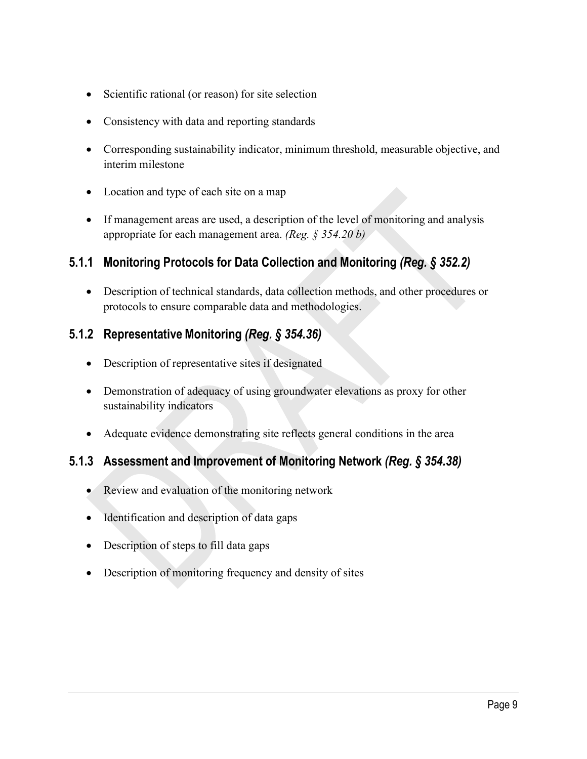- Scientific rational (or reason) for site selection
- Consistency with data and reporting standards
- Corresponding sustainability indicator, minimum threshold, measurable objective, and interim milestone
- Location and type of each site on a map
- If management areas are used, a description of the level of monitoring and analysis appropriate for each management area. *(Reg. § 354.20 b)*

### 5.1.1 Monitoring Protocols for Data Collection and Monitoring *(Reg. § 352.2)*

- Description of technical standards, data collection methods, and other procedures or protocols to ensure comparable data and methodologies.

### 5.1.2 Representative Monitoring *(Reg. § 354.36)*

- Description of representative sites if designated
- Demonstration of adequacy of using groundwater elevations as proxy for other sustainability indicators
- Adequate evidence demonstrating site reflects general conditions in the area

### 5.1.3 Assessment and Improvement of Monitoring Network *(Reg. § 354.38)*

- Review and evaluation of the monitoring network
- Identification and description of data gaps
- Description of steps to fill data gaps
- Description of monitoring frequency and density of sites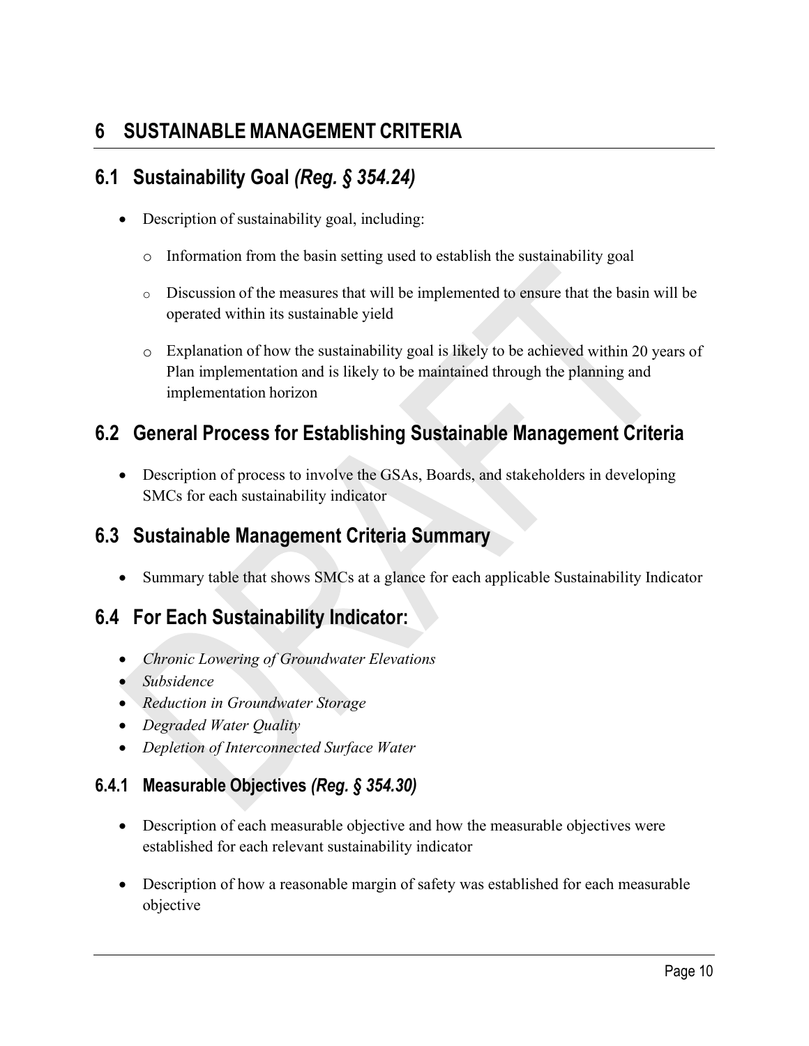# 6 SUSTAINABLE MANAGEMENT CRITERIA

## 6.1 Sustainability Goal *(Reg. § 354.24)*

- Description of sustainability goal, including:
  - Information from the basin setting used to establish the sustainability goal
  - Discussion of the measures that will be implemented to ensure that the basin will be operated within its sustainable yield
  - Explanation of how the sustainability goal is likely to be achieved within 20 years of Plan implementation and is likely to be maintained through the planning and implementation horizon

## 6.2 General Process for Establishing Sustainable Management Criteria

- Description of process to involve the GSAs, Boards, and stakeholders in developing SMCs for each sustainability indicator

## 6.3 Sustainable Management Criteria Summary

- Summary table that shows SMCs at a glance for each applicable Sustainability Indicator

## 6.4 For Each Sustainability Indicator:

- *Chronic Lowering of Groundwater Elevations*
- *Subsidence*
- *Reduction in Groundwater Storage*
- *Degraded Water Quality*
- *Depletion of Interconnected Surface Water*

### 6.4.1 Measurable Objectives *(Reg. § 354.30)*

- Description of each measurable objective and how the measurable objectives were established for each relevant sustainability indicator
- Description of how a reasonable margin of safety was established for each measurable objective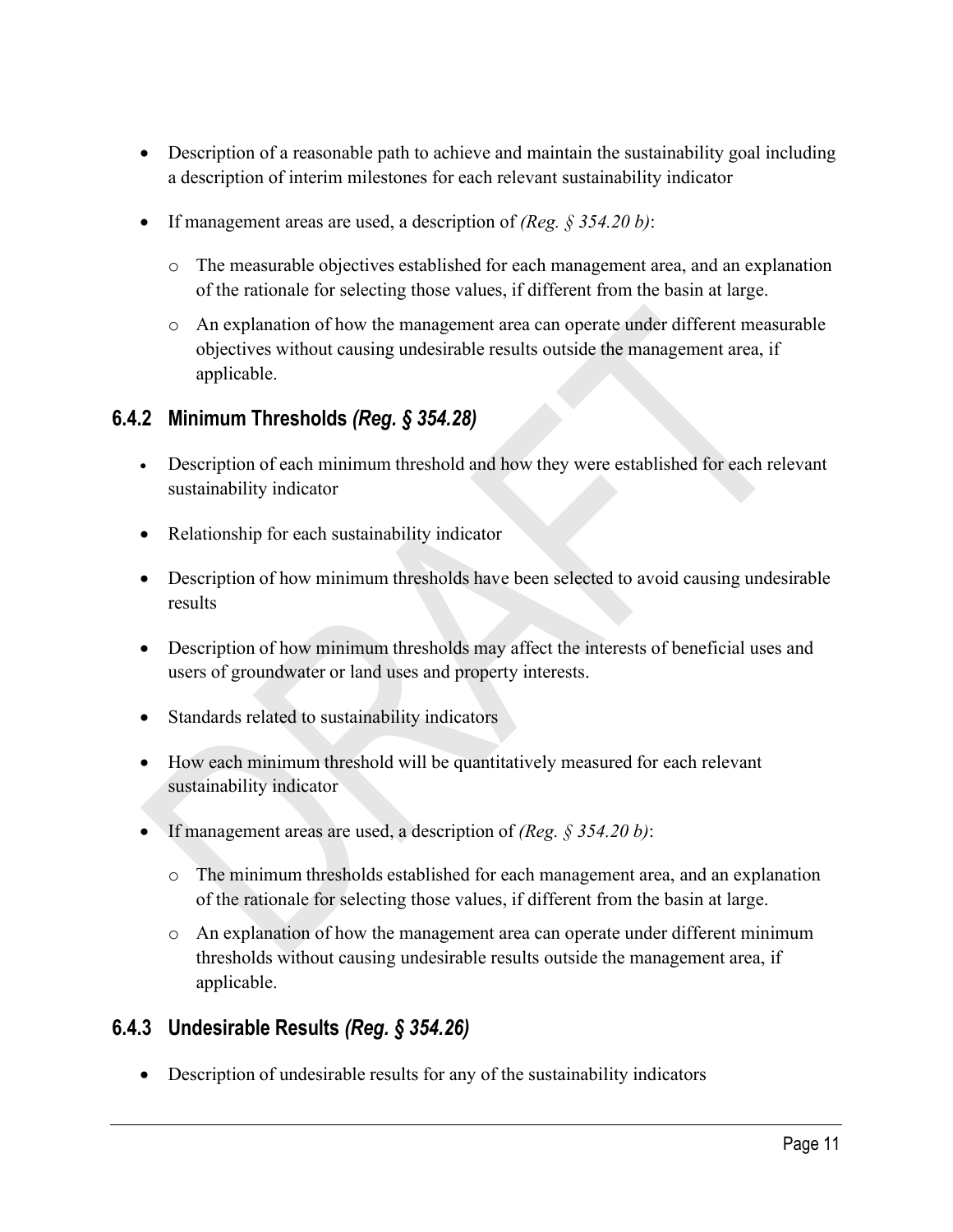- Description of a reasonable path to achieve and maintain the sustainability goal including a description of interim milestones for each relevant sustainability indicator
- If management areas are used, a description of *(Reg. § 354.20 b)*:
  - The measurable objectives established for each management area, and an explanation of the rationale for selecting those values, if different from the basin at large.
  - An explanation of how the management area can operate under different measurable objectives without causing undesirable results outside the management area, if applicable.

### 6.4.2 Minimum Thresholds *(Reg. § 354.28)*

- Description of each minimum threshold and how they were established for each relevant sustainability indicator
- Relationship for each sustainability indicator
- Description of how minimum thresholds have been selected to avoid causing undesirable results
- Description of how minimum thresholds may affect the interests of beneficial uses and users of groundwater or land uses and property interests.
- Standards related to sustainability indicators
- How each minimum threshold will be quantitatively measured for each relevant sustainability indicator
- If management areas are used, a description of *(Reg. § 354.20 b)*:
  - The minimum thresholds established for each management area, and an explanation of the rationale for selecting those values, if different from the basin at large.
  - An explanation of how the management area can operate under different minimum thresholds without causing undesirable results outside the management area, if applicable.

### 6.4.3 Undesirable Results *(Reg. § 354.26)*

- Description of undesirable results for any of the sustainability indicators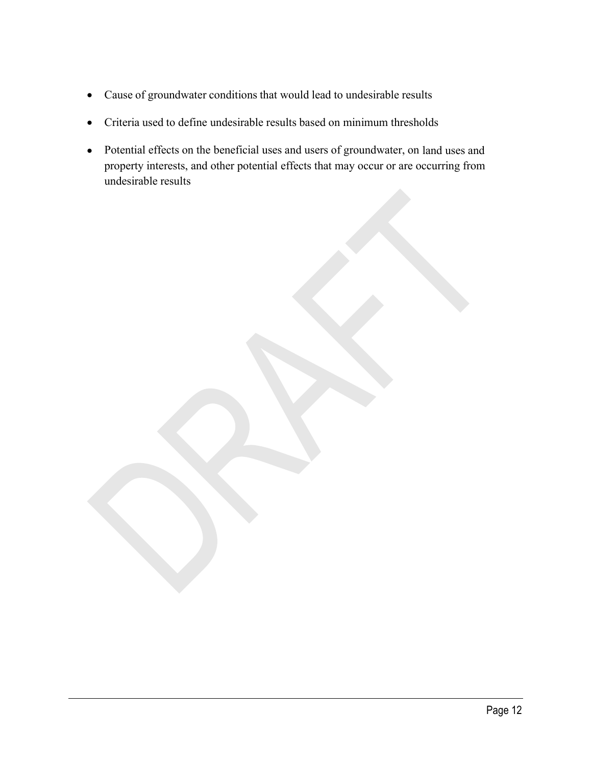- Cause of groundwater conditions that would lead to undesirable results
- Criteria used to define undesirable results based on minimum thresholds
- Potential effects on the beneficial uses and users of groundwater, on land uses and property interests, and other potential effects that may occur or are occurring from undesirable results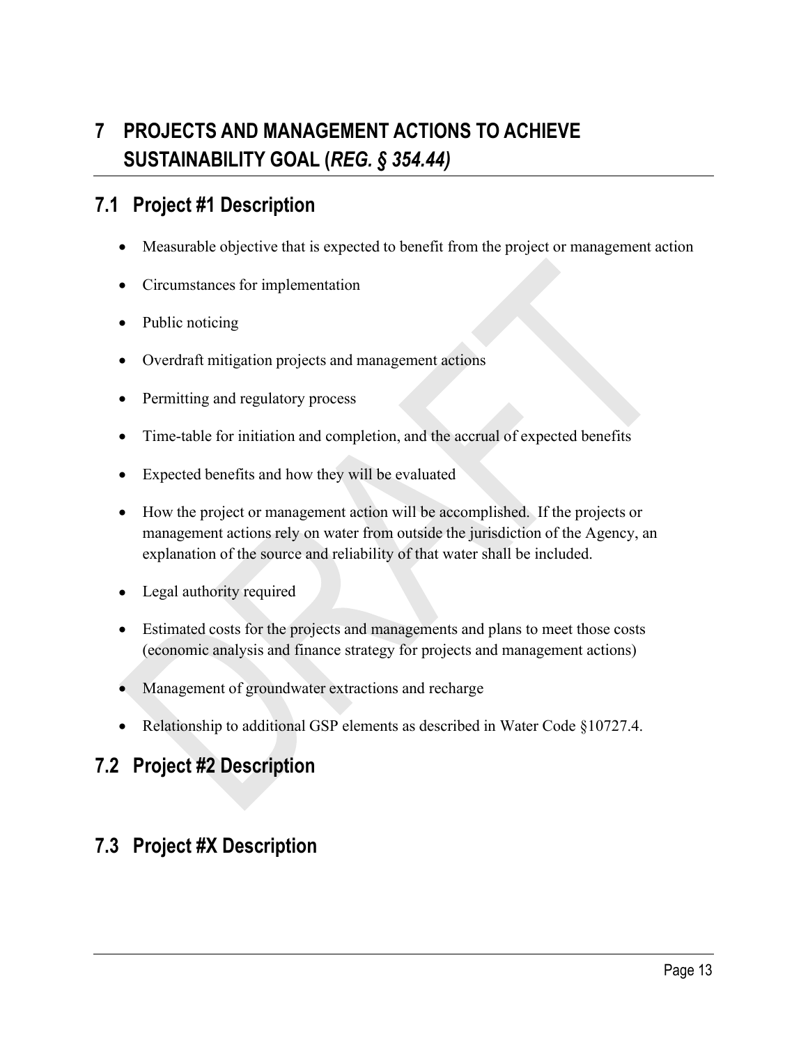# 7 PROJECTS AND MANAGEMENT ACTIONS TO ACHIEVE SUSTAINABILITY GOAL (*REG. § 354.44)*

## 7.1 Project #1 Description

- Measurable objective that is expected to benefit from the project or management action
- Circumstances for implementation
- Public noticing
- Overdraft mitigation projects and management actions
- Permitting and regulatory process
- Time-table for initiation and completion, and the accrual of expected benefits
- Expected benefits and how they will be evaluated
- How the project or management action will be accomplished. If the projects or management actions rely on water from outside the jurisdiction of the Agency, an explanation of the source and reliability of that water shall be included.
- Legal authority required
- Estimated costs for the projects and managements and plans to meet those costs (economic analysis and finance strategy for projects and management actions)
- Management of groundwater extractions and recharge
- Relationship to additional GSP elements as described in Water Code §10727.4.

## 7.2 Project #2 Description

## 7.3 Project #X Description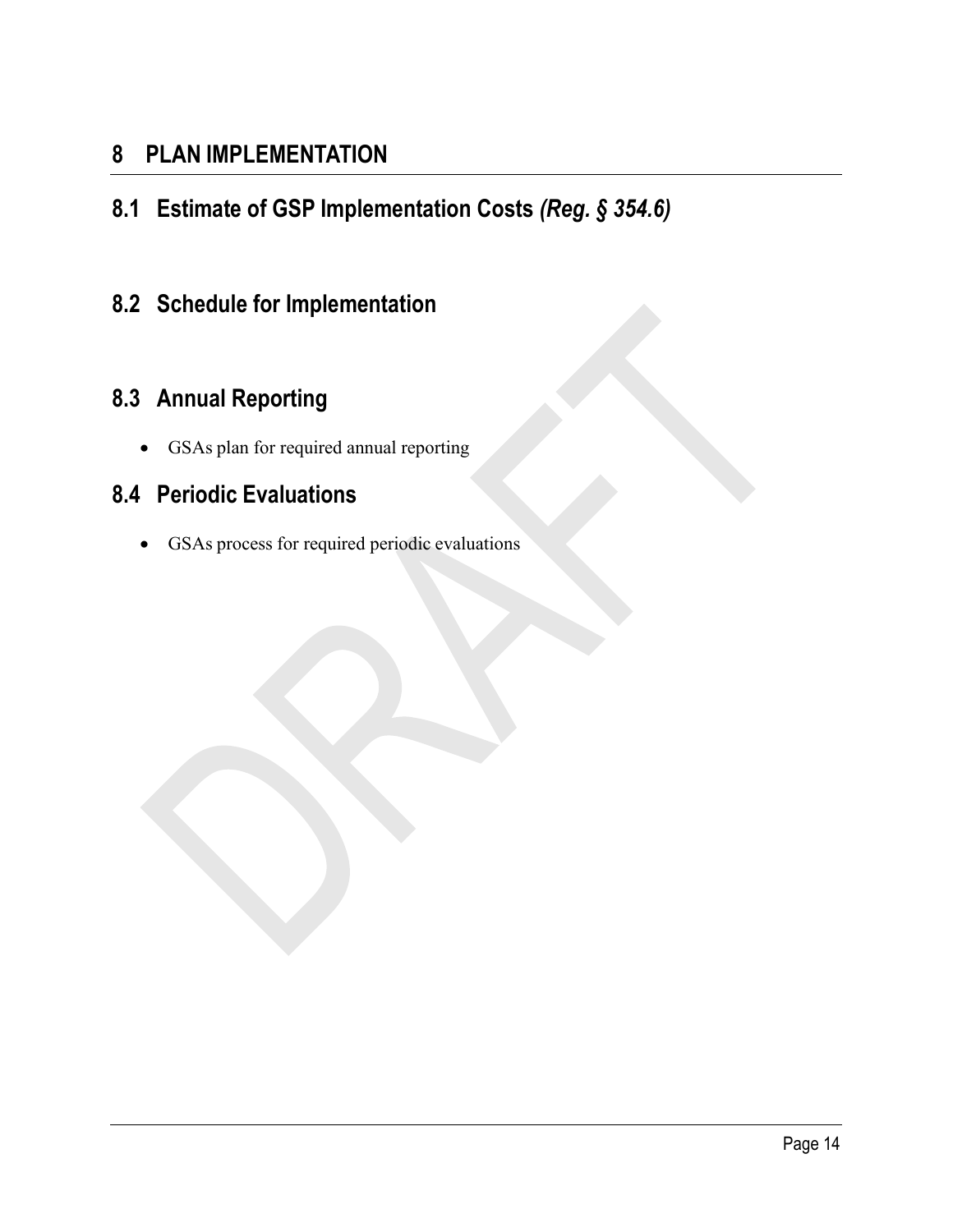# 8 PLAN IMPLEMENTATION

## 8.1 Estimate of GSP Implementation Costs *(Reg. § 354.6)*

## 8.2 Schedule for Implementation

## 8.3 Annual Reporting

- GSAs plan for required annual reporting

## 8.4 Periodic Evaluations

- GSAs process for required periodic evaluations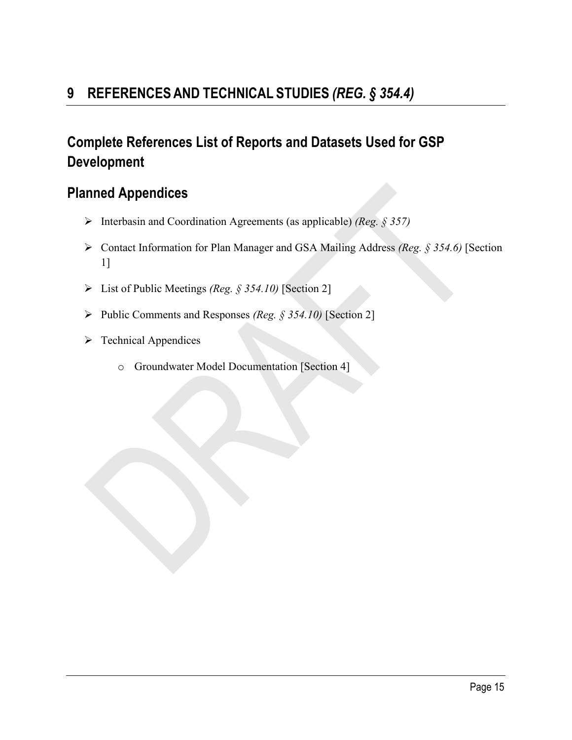# 9 REFERENCES AND TECHNICAL STUDIES *(REG. § 354.4)*

## Complete References List of Reports and Datasets Used for GSP Development

## Planned Appendices

- Interbasin and Coordination Agreements (as applicable) *(Reg. § 357)*
- Contact Information for Plan Manager and GSA Mailing Address *(Reg. § 354.6)* [Section 1]
- List of Public Meetings *(Reg. § 354.10)* [Section 2]
- Public Comments and Responses *(Reg. § 354.10)* [Section 2]
- Technical Appendices
    - Groundwater Model Documentation [Section 4]